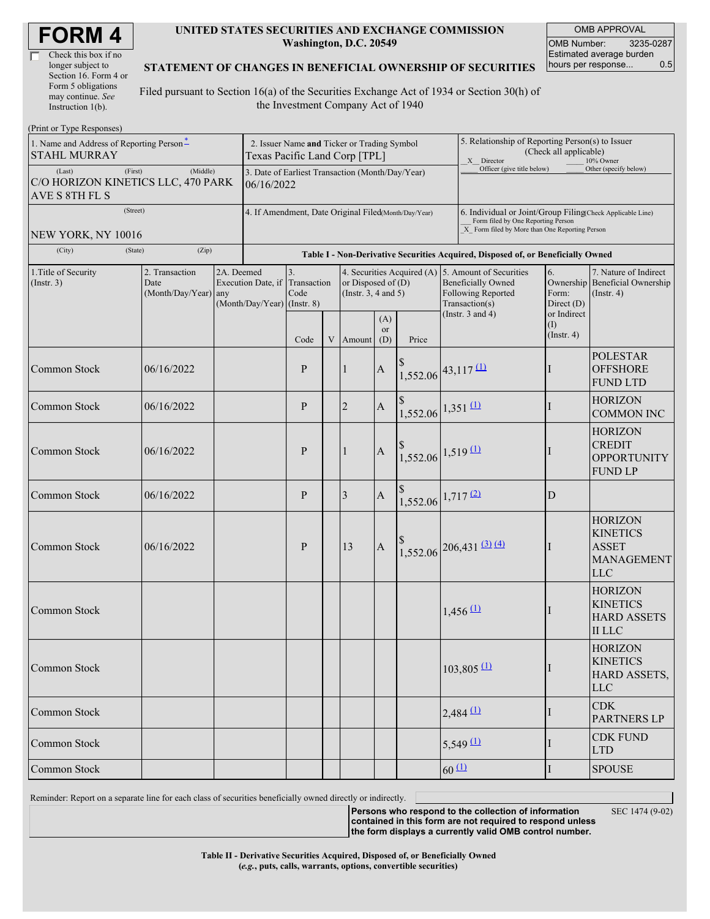# FORM 4

☐ Check this box if no longer subject to Section 16. Form 4 or Form 5 obligations may continue. *See* Instruction 1(b).

**UNITED STATES SECURITIES AND EXCHANGE COMMISSION**
**Washington, D.C. 20549**

**STATEMENT OF CHANGES IN BENEFICIAL OWNERSHIP OF SECURITIES**

Filed pursuant to Section 16(a) of the Securities Exchange Act of 1934 or Section 30(h) of the Investment Company Act of 1940

| OMB APPROVAL | |
|---|---|
| OMB Number: | 3235-0287 |
| Estimated average burden hours per response... | 0.5 |

(Print or Type Responses)

| | | |
|---|---|---|
| 1. Name and Address of Reporting Person* STAHL MURRAY | 2. Issuer Name **and** Ticker or Trading Symbol Texas Pacific Land Corp [TPL] | 5. Relationship of Reporting Person(s) to Issuer (Check all applicable) _X_ Director ___ 10% Owner ___ Officer (give title below) ___ Other (specify below) |
| (Last) (First) (Middle) C/O HORIZON KINETICS LLC, 470 PARK AVE S 8TH FL S | 3. Date of Earliest Transaction (Month/Day/Year) 06/16/2022 | |
| (Street) NEW YORK, NY 10016 | 4. If Amendment, Date Original Filed(Month/Day/Year) | 6. Individual or Joint/Group Filing(Check Applicable Line) ___ Form filed by One Reporting Person _X_ Form filed by More than One Reporting Person |
| (City) (State) (Zip) | | |

**Table I - Non-Derivative Securities Acquired, Disposed of, or Beneficially Owned**

| 1.Title of Security (Instr. 3) | 2. Transaction Date (Month/Day/Year) | 2A. Deemed Execution Date, if any (Month/Day/Year) | 3. Transaction Code (Instr. 8) | | 4. Securities Acquired (A) or Disposed of (D) (Instr. 3, 4 and 5) | | | 5. Amount of Securities Beneficially Owned Following Reported Transaction(s) (Instr. 3 and 4) | 6. Ownership Form: Direct (D) or Indirect (I) (Instr. 4) | 7. Nature of Indirect Beneficial Ownership (Instr. 4) |
|---|---|---|---|---|---|---|---|---|---|---|
| | | | Code | V | Amount | (A) or (D) | Price | | | |
| Common Stock | 06/16/2022 | | P | | 1 | A | $ 1,552.06 | 43,117 (1) | I | POLESTAR OFFSHORE FUND LTD |
| Common Stock | 06/16/2022 | | P | | 2 | A | $ 1,552.06 | 1,351 (1) | I | HORIZON COMMON INC |
| Common Stock | 06/16/2022 | | P | | 1 | A | $ 1,552.06 | 1,519 (1) | I | HORIZON CREDIT OPPORTUNITY FUND LP |
| Common Stock | 06/16/2022 | | P | | 3 | A | $ 1,552.06 | 1,717 (2) | D | |
| Common Stock | 06/16/2022 | | P | | 13 | A | $ 1,552.06 | 206,431 (3) (4) | I | HORIZON KINETICS ASSET MANAGEMENT LLC |
| Common Stock | | | | | | | | 1,456 (1) | I | HORIZON KINETICS HARD ASSETS II LLC |
| Common Stock | | | | | | | | 103,805 (1) | I | HORIZON KINETICS HARD ASSETS, LLC |
| Common Stock | | | | | | | | 2,484 (1) | I | CDK PARTNERS LP |
| Common Stock | | | | | | | | 5,549 (1) | I | CDK FUND LTD |
| Common Stock | | | | | | | | 60 (1) | I | SPOUSE |

Reminder: Report on a separate line for each class of securities beneficially owned directly or indirectly.

**Persons who respond to the collection of information contained in this form are not required to respond unless the form displays a currently valid OMB control number.**

SEC 1474 (9-02)

**Table II - Derivative Securities Acquired, Disposed of, or Beneficially Owned**
**(*e.g.*, puts, calls, warrants, options, convertible securities)**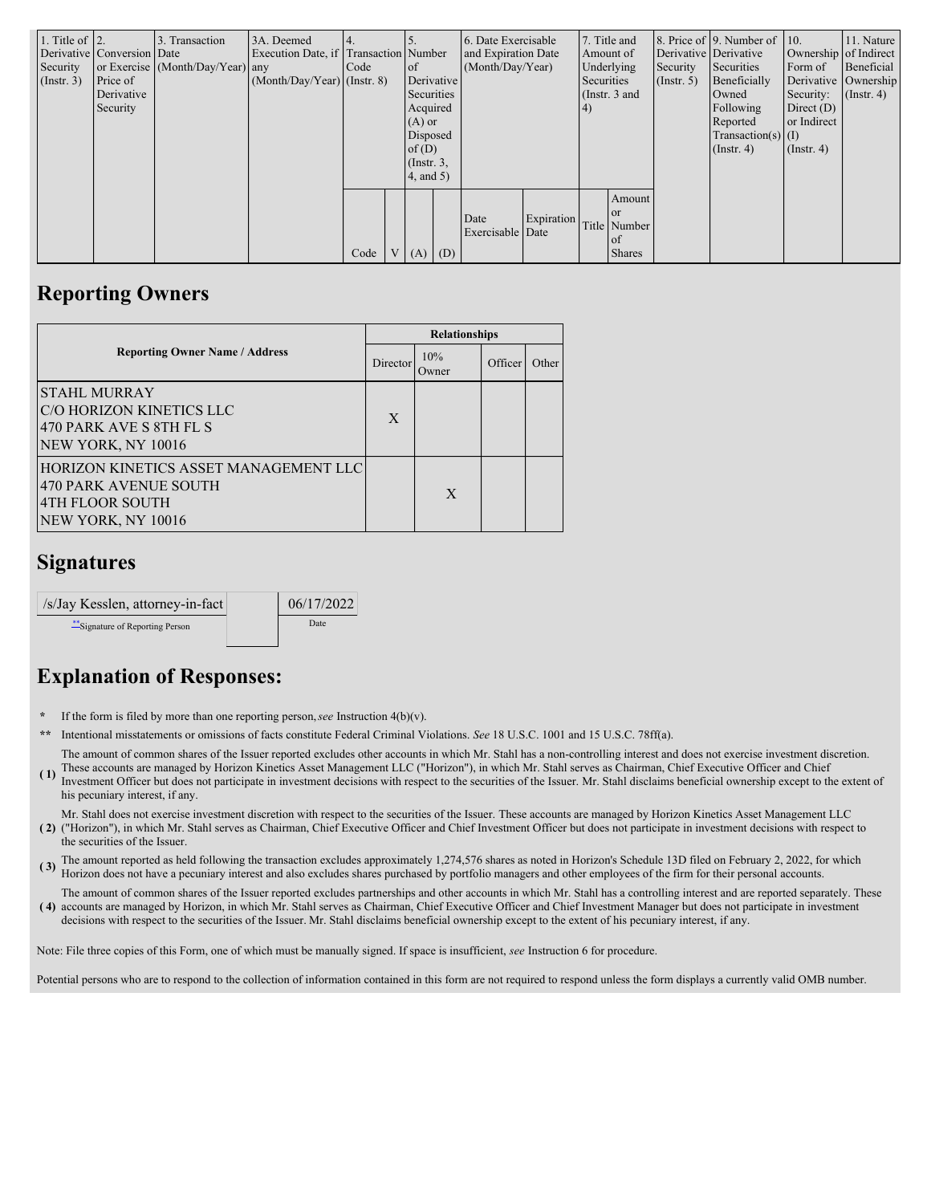| 1. Title of Derivative Security (Instr. 3) | 2. Conversion or Exercise Price of Derivative Security | 3. Transaction Date (Month/Day/Year) | 3A. Deemed Execution Date, if any (Month/Day/Year) | 4. Transaction Code (Instr. 8) | | 5. Number of Derivative Securities Acquired (A) or Disposed of (D) (Instr. 3, 4, and 5) | | 6. Date Exercisable and Expiration Date (Month/Day/Year) | | 7. Title and Amount of Underlying Securities (Instr. 3 and 4) | | 8. Price of Derivative Security (Instr. 5) | 9. Number of Derivative Securities Beneficially Owned Following Reported Transaction(s) (Instr. 4) | 10. Ownership Form of Derivative Security: Direct (D) or Indirect (I) (Instr. 4) | 11. Nature of Indirect Beneficial Ownership (Instr. 4) |
|---|---|---|---|---|---|---|---|---|---|---|---|---|---|---|---|
| | | | | Code | V | (A) | (D) | Date Exercisable | Expiration Date | Title | Amount or Number of Shares | | | | |

## Reporting Owners

| Reporting Owner Name / Address | Relationships | | | |
|---|---|---|---|---|
| | Director | 10% Owner | Officer | Other |
| STAHL MURRAY<br>C/O HORIZON KINETICS LLC<br>470 PARK AVE S 8TH FL S<br>NEW YORK, NY 10016 | X | | | |
| HORIZON KINETICS ASSET MANAGEMENT LLC<br>470 PARK AVENUE SOUTH<br>4TH FLOOR SOUTH<br>NEW YORK, NY 10016 | | X | | |

## Signatures

| /s/Jay Kesslen, attorney-in-fact | | 06/17/2022 |
|---|---|---|
| **Signature of Reporting Person | | Date |

## Explanation of Responses:

\* If the form is filed by more than one reporting person, *see* Instruction 4(b)(v).

\*\* Intentional misstatements or omissions of facts constitute Federal Criminal Violations. *See* 18 U.S.C. 1001 and 15 U.S.C. 78ff(a).

( 1) The amount of common shares of the Issuer reported excludes other accounts in which Mr. Stahl has a non-controlling interest and does not exercise investment discretion. These accounts are managed by Horizon Kinetics Asset Management LLC ("Horizon"), in which Mr. Stahl serves as Chairman, Chief Executive Officer and Chief Investment Officer but does not participate in investment decisions with respect to the securities of the Issuer. Mr. Stahl disclaims beneficial ownership except to the extent of his pecuniary interest, if any.

( 2) Mr. Stahl does not exercise investment discretion with respect to the securities of the Issuer. These accounts are managed by Horizon Kinetics Asset Management LLC ("Horizon"), in which Mr. Stahl serves as Chairman, Chief Executive Officer and Chief Investment Officer but does not participate in investment decisions with respect to the securities of the Issuer.

( 3) The amount reported as held following the transaction excludes approximately 1,274,576 shares as noted in Horizon's Schedule 13D filed on February 2, 2022, for which Horizon does not have a pecuniary interest and also excludes shares purchased by portfolio managers and other employees of the firm for their personal accounts.

( 4) The amount of common shares of the Issuer reported excludes partnerships and other accounts in which Mr. Stahl has a controlling interest and are reported separately. These accounts are managed by Horizon, in which Mr. Stahl serves as Chairman, Chief Executive Officer and Chief Investment Manager but does not participate in investment decisions with respect to the securities of the Issuer. Mr. Stahl disclaims beneficial ownership except to the extent of his pecuniary interest, if any.

Note: File three copies of this Form, one of which must be manually signed. If space is insufficient, *see* Instruction 6 for procedure.

Potential persons who are to respond to the collection of information contained in this form are not required to respond unless the form displays a currently valid OMB number.